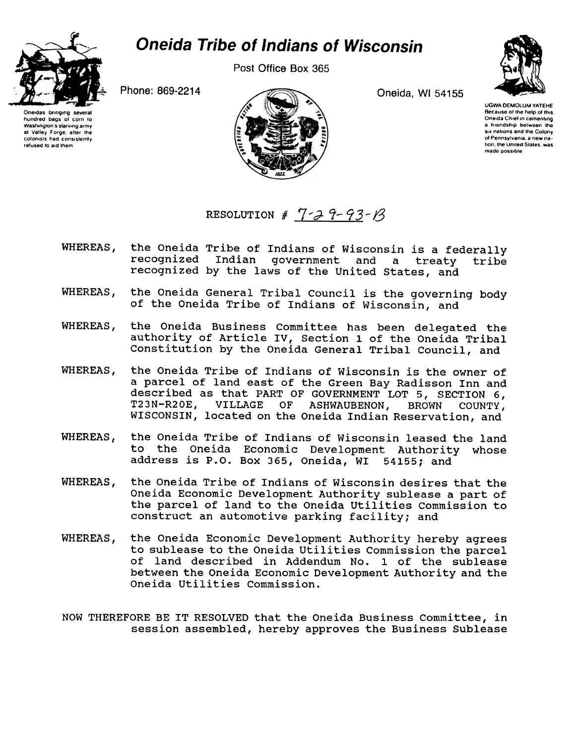# Oneida Tribe of Indians of Wisconsin

Post Office Box 365

Phone: 869-2214

Oneida, WI 54155

Oneidas bringing several hundred bags of corn to Washington's starving army at Valley Forge, after the colonists had consistently refused to aid them

UGWA DEMOLUM YATEHE
Because of the help of this Oneida Chief in cementing a friendship between the six nations and the Colony of Pennsylvania, a new nation, the United States, was made possible

RESOLUTION # 7-29-93-B

WHEREAS, the Oneida Tribe of Indians of Wisconsin is a federally recognized Indian government and a treaty tribe recognized by the laws of the United States, and

WHEREAS, the Oneida General Tribal Council is the governing body of the Oneida Tribe of Indians of Wisconsin, and

WHEREAS, the Oneida Business Committee has been delegated the authority of Article IV, Section 1 of the Oneida Tribal Constitution by the Oneida General Tribal Council, and

WHEREAS, the Oneida Tribe of Indians of Wisconsin is the owner of a parcel of land east of the Green Bay Radisson Inn and described as that PART OF GOVERNMENT LOT 5, SECTION 6, T23N-R20E, VILLAGE OF ASHWAUBENON, BROWN COUNTY, WISCONSIN, located on the Oneida Indian Reservation, and

WHEREAS, the Oneida Tribe of Indians of Wisconsin leased the land to the Oneida Economic Development Authority whose address is P.O. Box 365, Oneida, WI 54155; and

WHEREAS, the Oneida Tribe of Indians of Wisconsin desires that the Oneida Economic Development Authority sublease a part of the parcel of land to the Oneida Utilities Commission to construct an automotive parking facility; and

WHEREAS, the Oneida Economic Development Authority hereby agrees to sublease to the Oneida Utilities Commission the parcel of land described in Addendum No. 1 of the sublease between the Oneida Economic Development Authority and the Oneida Utilities Commission.

NOW THEREFORE BE IT RESOLVED that the Oneida Business Committee, in session assembled, hereby approves the Business Sublease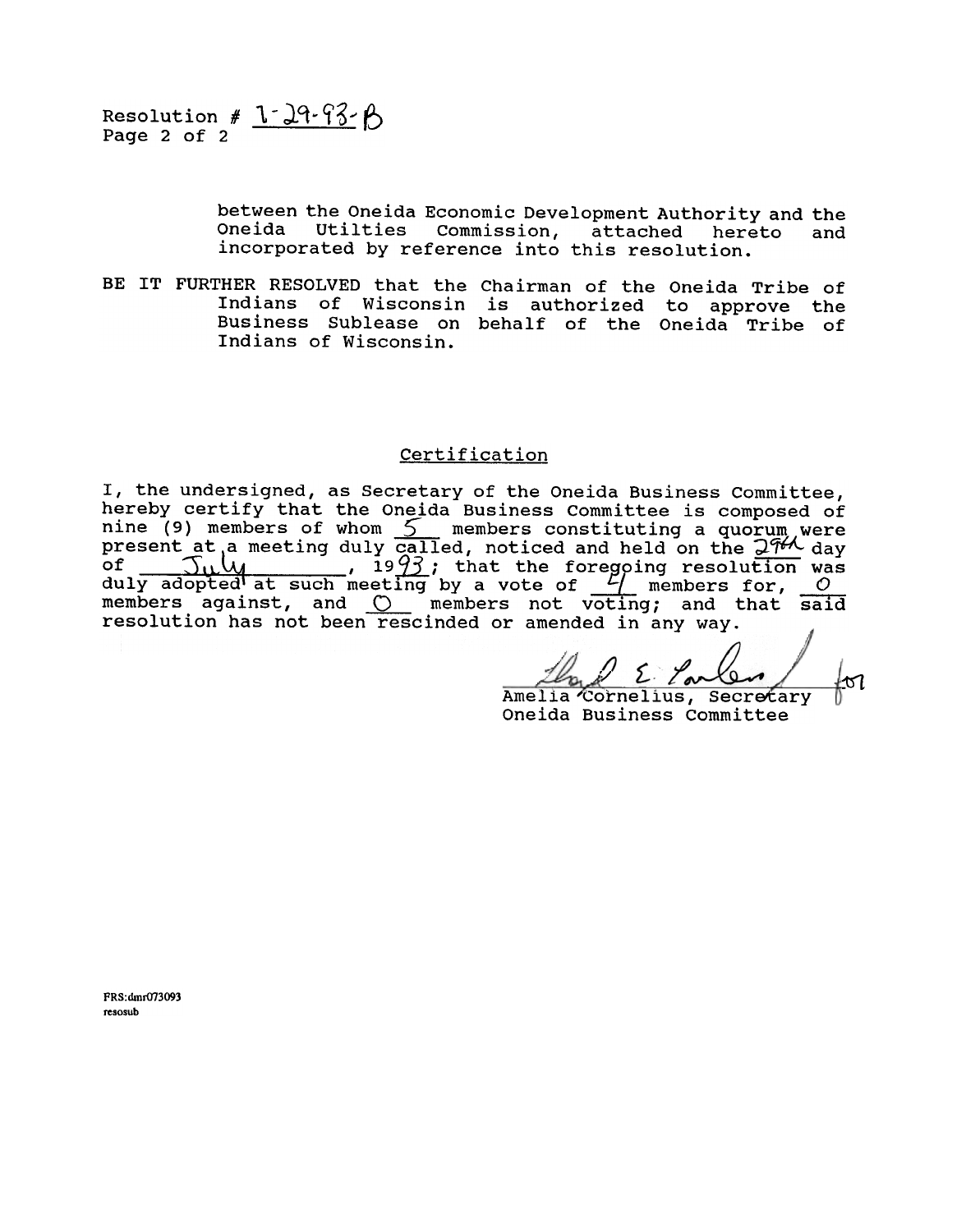Resolution # 1-29-93-B

between the Oneida Economic Development Authority and the Oneida Utilities Commission, attached hereto and incorporated by reference into this resolution.

BE IT FURTHER RESOLVED that the Chairman of the Oneida Tribe of Indians of Wisconsin is authorized to approve the Business Sublease on behalf of the Oneida Tribe of Indians of Wisconsin.

## Certification

I, the undersigned, as Secretary of the Oneida Business Committee, hereby certify that the Oneida Business Committee is composed of nine (9) members of whom 5 members constituting a quorum were present at a meeting duly called, noticed and held on the 29th day of July, 1993; that the foregoing resolution was duly adopted at such meeting by a vote of 4 members for, 0 members against, and 0 members not voting; and that said resolution has not been rescinded or amended in any way.

for
Amelia Cornelius, Secretary
Oneida Business Committee

FRS:dmr073093
resosub